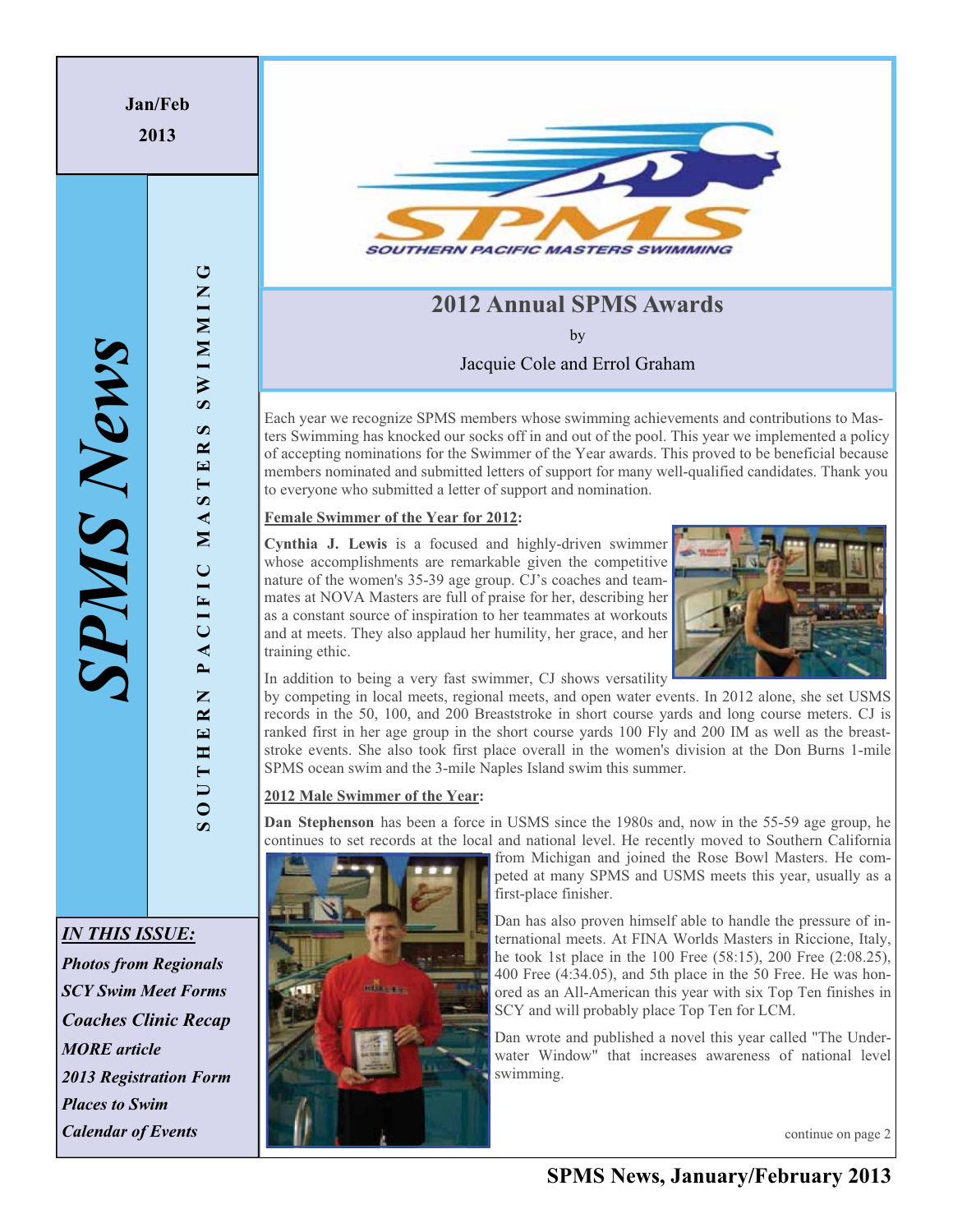Jan/Feb 2013

# SPMS News

SOUTHERN PACIFIC MASTERS SWIMMING

***IN THIS ISSUE:***

*Photos from Regionals*
*SCY Swim Meet Forms*
*Coaches Clinic Recap*
*MORE article*
*2013 Registration Form*
*Places to Swim*
*Calendar of Events*

## 2012 Annual SPMS Awards

by

Jacquie Cole and Errol Graham

Each year we recognize SPMS members whose swimming achievements and contributions to Masters Swimming has knocked our socks off in and out of the pool. This year we implemented a policy of accepting nominations for the Swimmer of the Year awards. This proved to be beneficial because members nominated and submitted letters of support for many well-qualified candidates. Thank you to everyone who submitted a letter of support and nomination.

**Female Swimmer of the Year for 2012:**

**Cynthia J. Lewis** is a focused and highly-driven swimmer whose accomplishments are remarkable given the competitive nature of the women's 35-39 age group. CJ's coaches and teammates at NOVA Masters are full of praise for her, describing her as a constant source of inspiration to her teammates at workouts and at meets. They also applaud her humility, her grace, and her training ethic.

In addition to being a very fast swimmer, CJ shows versatility by competing in local meets, regional meets, and open water events. In 2012 alone, she set USMS records in the 50, 100, and 200 Breaststroke in short course yards and long course meters. CJ is ranked first in her age group in the short course yards 100 Fly and 200 IM as well as the breaststroke events. She also took first place overall in the women's division at the Don Burns 1-mile SPMS ocean swim and the 3-mile Naples Island swim this summer.

**2012 Male Swimmer of the Year:**

**Dan Stephenson** has been a force in USMS since the 1980s and, now in the 55-59 age group, he continues to set records at the local and national level. He recently moved to Southern California from Michigan and joined the Rose Bowl Masters. He competed at many SPMS and USMS meets this year, usually as a first-place finisher.

Dan has also proven himself able to handle the pressure of international meets. At FINA Worlds Masters in Riccione, Italy, he took 1st place in the 100 Free (58:15), 200 Free (2:08.25), 400 Free (4:34.05), and 5th place in the 50 Free. He was honored as an All-American this year with six Top Ten finishes in SCY and will probably place Top Ten for LCM.

Dan wrote and published a novel this year called "The Underwater Window" that increases awareness of national level swimming.

continue on page 2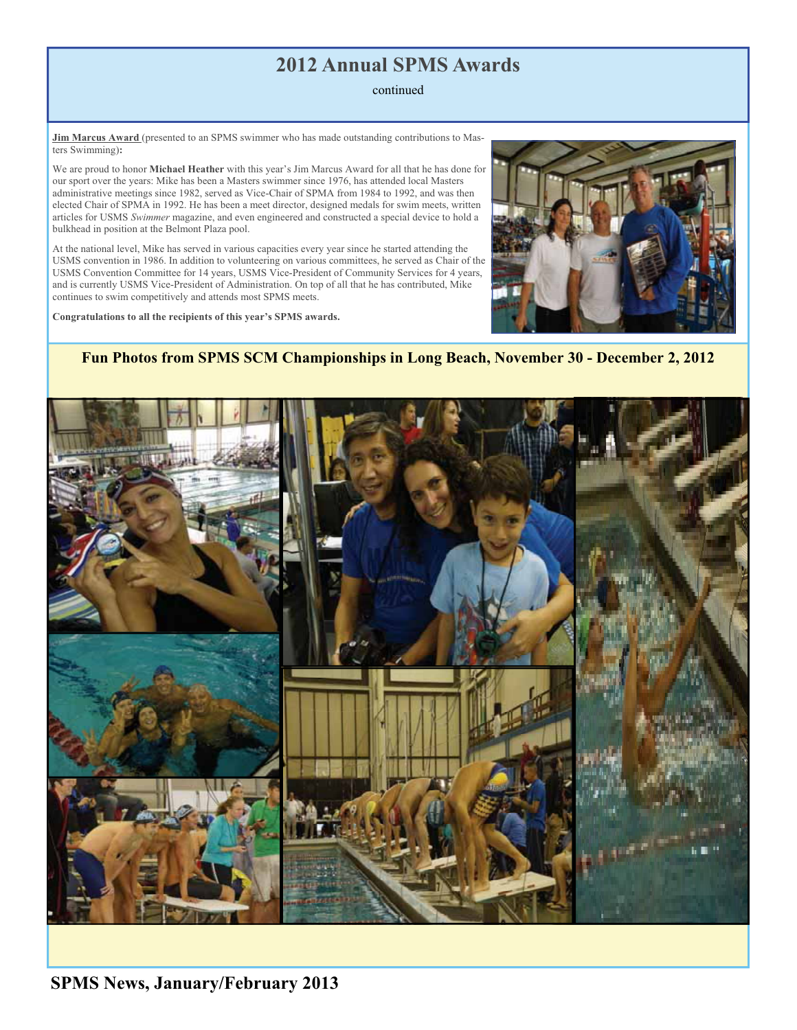# 2012 Annual SPMS Awards

continued

**Jim Marcus Award** (presented to an SPMS swimmer who has made outstanding contributions to Masters Swimming)**:**

We are proud to honor **Michael Heather** with this year's Jim Marcus Award for all that he has done for our sport over the years: Mike has been a Masters swimmer since 1976, has attended local Masters administrative meetings since 1982, served as Vice-Chair of SPMA from 1984 to 1992, and was then elected Chair of SPMA in 1992. He has been a meet director, designed medals for swim meets, written articles for USMS *Swimmer* magazine, and even engineered and constructed a special device to hold a bulkhead in position at the Belmont Plaza pool.

At the national level, Mike has served in various capacities every year since he started attending the USMS convention in 1986. In addition to volunteering on various committees, he served as Chair of the USMS Convention Committee for 14 years, USMS Vice-President of Community Services for 4 years, and is currently USMS Vice-President of Administration. On top of all that he has contributed, Mike continues to swim competitively and attends most SPMS meets.

**Congratulations to all the recipients of this year's SPMS awards.**

## Fun Photos from SPMS SCM Championships in Long Beach, November 30 - December 2, 2012

**SPMS News, January/February 2013**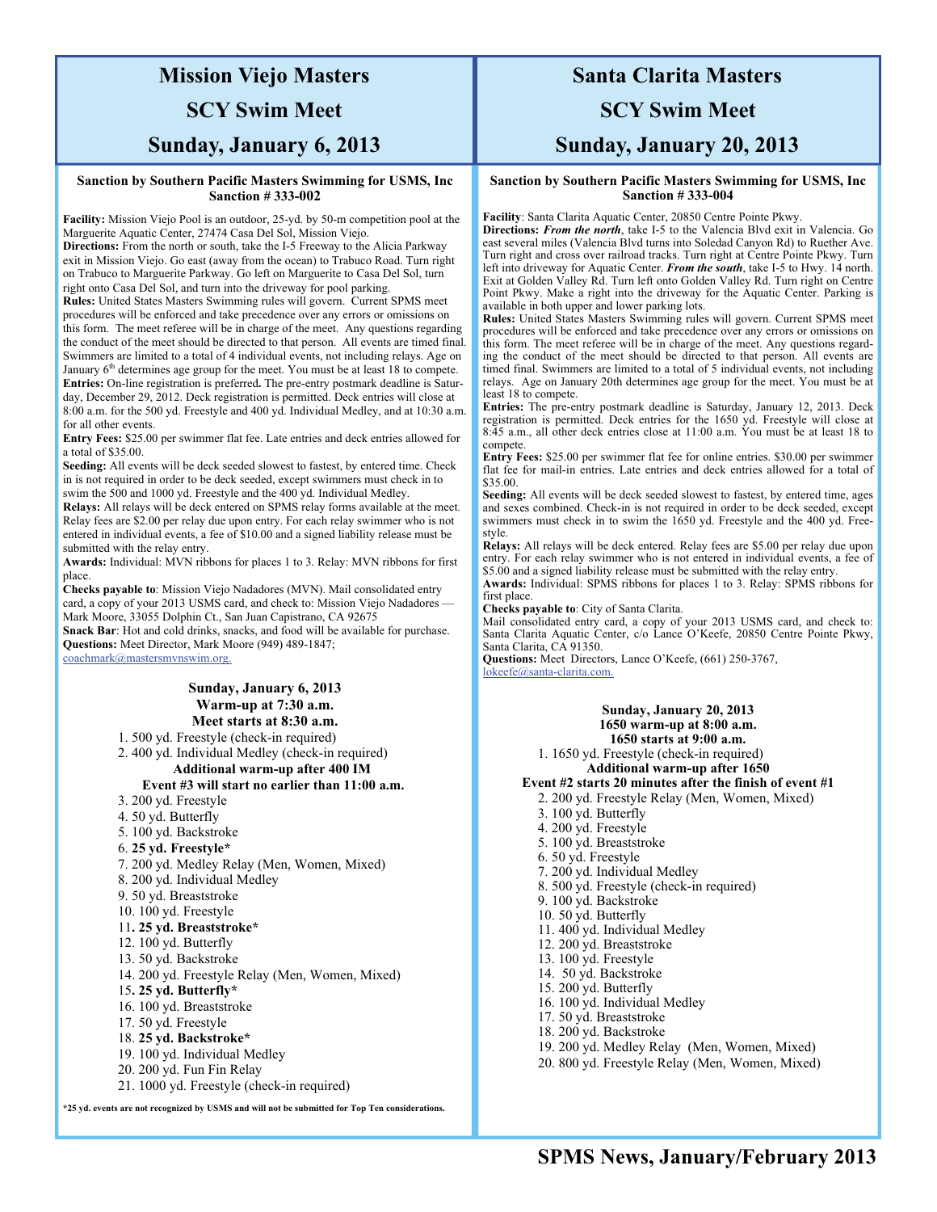# Mission Viejo Masters
# SCY Swim Meet
# Sunday, January 6, 2013

**Sanction by Southern Pacific Masters Swimming for USMS, Inc**
**Sanction # 333-002**

**Facility:** Mission Viejo Pool is an outdoor, 25-yd. by 50-m competition pool at the Marguerite Aquatic Center, 27474 Casa Del Sol, Mission Viejo.
**Directions:** From the north or south, take the I-5 Freeway to the Alicia Parkway exit in Mission Viejo. Go east (away from the ocean) to Trabuco Road. Turn right on Trabuco to Marguerite Parkway. Go left on Marguerite to Casa Del Sol, turn right onto Casa Del Sol, and turn into the driveway for pool parking.
**Rules:** United States Masters Swimming rules will govern. Current SPMS meet procedures will be enforced and take precedence over any errors or omissions on this form. The meet referee will be in charge of the meet. Any questions regarding the conduct of the meet should be directed to that person. All events are timed final. Swimmers are limited to a total of 4 individual events, not including relays. Age on January 6th determines age group for the meet. You must be at least 18 to compete.
**Entries:** On-line registration is preferred**.** The pre-entry postmark deadline is Saturday, December 29, 2012. Deck registration is permitted. Deck entries will close at 8:00 a.m. for the 500 yd. Freestyle and 400 yd. Individual Medley, and at 10:30 a.m. for all other events.
**Entry Fees:** $25.00 per swimmer flat fee. Late entries and deck entries allowed for a total of $35.00.
**Seeding:** All events will be deck seeded slowest to fastest, by entered time. Check in is not required in order to be deck seeded, except swimmers must check in to swim the 500 and 1000 yd. Freestyle and the 400 yd. Individual Medley.
**Relays:** All relays will be deck entered on SPMS relay forms available at the meet. Relay fees are $2.00 per relay due upon entry. For each relay swimmer who is not entered in individual events, a fee of $10.00 and a signed liability release must be submitted with the relay entry.
**Awards:** Individual: MVN ribbons for places 1 to 3. Relay: MVN ribbons for first place.
**Checks payable to**: Mission Viejo Nadadores (MVN). Mail consolidated entry card, a copy of your 2013 USMS card, and check to: Mission Viejo Nadadores — Mark Moore, 33055 Dolphin Ct., San Juan Capistrano, CA 92675
**Snack Bar**: Hot and cold drinks, snacks, and food will be available for purchase.
**Questions:** Meet Director, Mark Moore (949) 489-1847; coachmark@mastersmvnswim.org.

**Sunday, January 6, 2013**
**Warm-up at 7:30 a.m.**
**Meet starts at 8:30 a.m.**

1. 500 yd. Freestyle (check-in required)
2. 400 yd. Individual Medley (check-in required)

**Additional warm-up after 400 IM**
**Event #3 will start no earlier than 11:00 a.m.**

3. 200 yd. Freestyle
4. 50 yd. Butterfly
5. 100 yd. Backstroke
6. **25 yd. Freestyle***
7. 200 yd. Medley Relay (Men, Women, Mixed)
8. 200 yd. Individual Medley
9. 50 yd. Breaststroke
10. 100 yd. Freestyle
11. **25 yd. Breaststroke***
12. 100 yd. Butterfly
13. 50 yd. Backstroke
14. 200 yd. Freestyle Relay (Men, Women, Mixed)
15. **25 yd. Butterfly***
16. 100 yd. Breaststroke
17. 50 yd. Freestyle
18. **25 yd. Backstroke***
19. 100 yd. Individual Medley
20. 200 yd. Fun Fin Relay
21. 1000 yd. Freestyle (check-in required)

**\*25 yd. events are not recognized by USMS and will not be submitted for Top Ten considerations.**

# Santa Clarita Masters
# SCY Swim Meet
# Sunday, January 20, 2013

**Sanction by Southern Pacific Masters Swimming for USMS, Inc**
**Sanction # 333-004**

**Facility**: Santa Clarita Aquatic Center, 20850 Centre Pointe Pkwy.
**Directions:** ***From the north***, take I-5 to the Valencia Blvd exit in Valencia. Go east several miles (Valencia Blvd turns into Soledad Canyon Rd) to Ruether Ave. Turn right and cross over railroad tracks. Turn right at Centre Pointe Pkwy. Turn left into driveway for Aquatic Center. ***From the south***, take I-5 to Hwy. 14 north. Exit at Golden Valley Rd. Turn left onto Golden Valley Rd. Turn right on Centre Point Pkwy. Make a right into the driveway for the Aquatic Center. Parking is available in both upper and lower parking lots.
**Rules:** United States Masters Swimming rules will govern. Current SPMS meet procedures will be enforced and take precedence over any errors or omissions on this form. The meet referee will be in charge of the meet. Any questions regarding the conduct of the meet should be directed to that person. All events are timed final. Swimmers are limited to a total of 5 individual events, not including relays. Age on January 20th determines age group for the meet. You must be at least 18 to compete.
**Entries:** The pre-entry postmark deadline is Saturday, January 12, 2013. Deck registration is permitted. Deck entries for the 1650 yd. Freestyle will close at 8:45 a.m., all other deck entries close at 11:00 a.m. You must be at least 18 to compete.
**Entry Fees:** $25.00 per swimmer flat fee for online entries. $30.00 per swimmer flat fee for mail-in entries. Late entries and deck entries allowed for a total of $35.00.
**Seeding:** All events will be deck seeded slowest to fastest, by entered time, ages and sexes combined. Check-in is not required in order to be deck seeded, except swimmers must check in to swim the 1650 yd. Freestyle and the 400 yd. Freestyle.
**Relays:** All relays will be deck entered. Relay fees are $5.00 per relay due upon entry. For each relay swimmer who is not entered in individual events, a fee of $5.00 and a signed liability release must be submitted with the relay entry.
**Awards:** Individual: SPMS ribbons for places 1 to 3. Relay: SPMS ribbons for first place.
**Checks payable to**: City of Santa Clarita.
Mail consolidated entry card, a copy of your 2013 USMS card, and check to: Santa Clarita Aquatic Center, c/o Lance O'Keefe, 20850 Centre Pointe Pkwy, Santa Clarita, CA 91350.
**Questions:** Meet Directors, Lance O'Keefe, (661) 250-3767, lokeefe@santa-clarita.com.

**Sunday, January 20, 2013**
**1650 warm-up at 8:00 a.m.**
**1650 starts at 9:00 a.m.**

1. 1650 yd. Freestyle (check-in required)

**Additional warm-up after 1650**
**Event #2 starts 20 minutes after the finish of event #1**

2. 200 yd. Freestyle Relay (Men, Women, Mixed)
3. 100 yd. Butterfly
4. 200 yd. Freestyle
5. 100 yd. Breaststroke
6. 50 yd. Freestyle
7. 200 yd. Individual Medley
8. 500 yd. Freestyle (check-in required)
9. 100 yd. Backstroke
10. 50 yd. Butterfly
11. 400 yd. Individual Medley
12. 200 yd. Breaststroke
13. 100 yd. Freestyle
14. 50 yd. Backstroke
15. 200 yd. Butterfly
16. 100 yd. Individual Medley
17. 50 yd. Breaststroke
18. 200 yd. Backstroke
19. 200 yd. Medley Relay (Men, Women, Mixed)
20. 800 yd. Freestyle Relay (Men, Women, Mixed)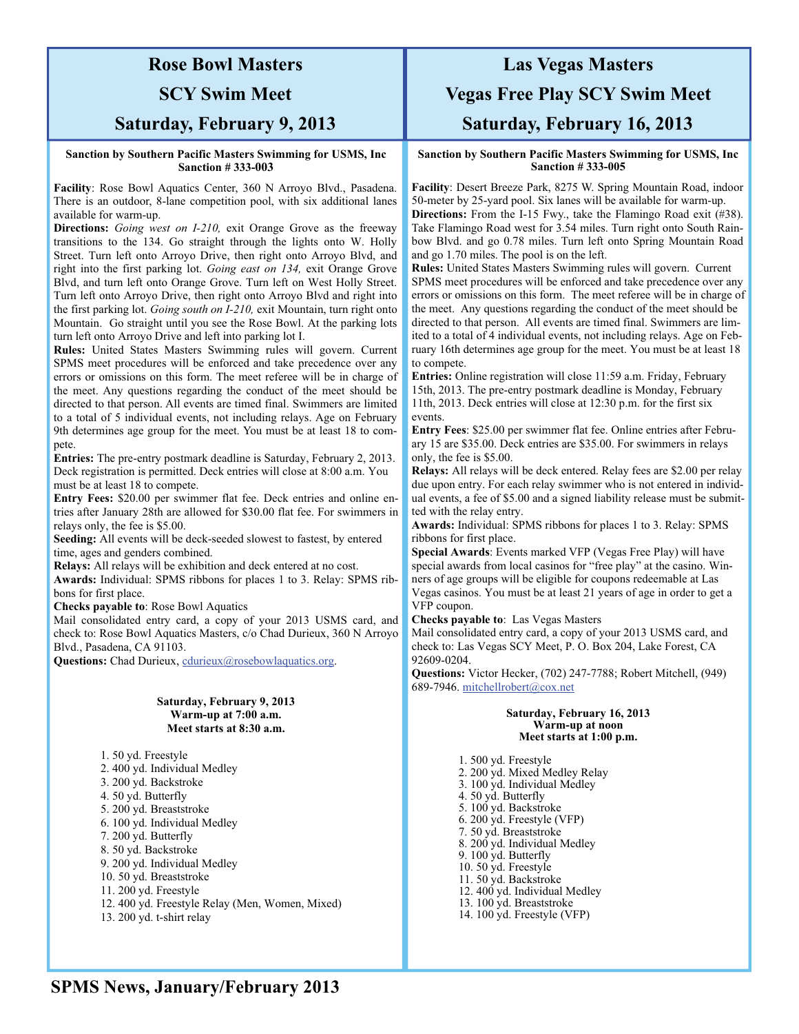# Rose Bowl Masters

# SCY Swim Meet

# Saturday, February 9, 2013

**Sanction by Southern Pacific Masters Swimming for USMS, Inc**
**Sanction # 333-003**

**Facility**: Rose Bowl Aquatics Center, 360 N Arroyo Blvd., Pasadena. There is an outdoor, 8-lane competition pool, with six additional lanes available for warm-up.

**Directions:** *Going west on I-210,* exit Orange Grove as the freeway transitions to the 134. Go straight through the lights onto W. Holly Street. Turn left onto Arroyo Drive, then right onto Arroyo Blvd, and right into the first parking lot. *Going east on 134,* exit Orange Grove Blvd, and turn left onto Orange Grove. Turn left on West Holly Street. Turn left onto Arroyo Drive, then right onto Arroyo Blvd and right into the first parking lot. *Going south on I-210,* exit Mountain, turn right onto Mountain. Go straight until you see the Rose Bowl. At the parking lots turn left onto Arroyo Drive and left into parking lot I.

**Rules:** United States Masters Swimming rules will govern. Current SPMS meet procedures will be enforced and take precedence over any errors or omissions on this form. The meet referee will be in charge of the meet. Any questions regarding the conduct of the meet should be directed to that person. All events are timed final. Swimmers are limited to a total of 5 individual events, not including relays. Age on February 9th determines age group for the meet. You must be at least 18 to compete.

**Entries:** The pre-entry postmark deadline is Saturday, February 2, 2013. Deck registration is permitted. Deck entries will close at 8:00 a.m. You must be at least 18 to compete.

**Entry Fees:** $20.00 per swimmer flat fee. Deck entries and online entries after January 28th are allowed for $30.00 flat fee. For swimmers in relays only, the fee is $5.00.

**Seeding:** All events will be deck-seeded slowest to fastest, by entered time, ages and genders combined.

**Relays:** All relays will be exhibition and deck entered at no cost.

**Awards:** Individual: SPMS ribbons for places 1 to 3. Relay: SPMS ribbons for first place.

**Checks payable to**: Rose Bowl Aquatics

Mail consolidated entry card, a copy of your 2013 USMS card, and check to: Rose Bowl Aquatics Masters, c/o Chad Durieux, 360 N Arroyo Blvd., Pasadena, CA 91103.

**Questions:** Chad Durieux, cdurieux@rosebowlaquatics.org.

**Saturday, February 9, 2013**
**Warm-up at 7:00 a.m.**
**Meet starts at 8:30 a.m.**

1. 50 yd. Freestyle
2. 400 yd. Individual Medley
3. 200 yd. Backstroke
4. 50 yd. Butterfly
5. 200 yd. Breaststroke
6. 100 yd. Individual Medley
7. 200 yd. Butterfly
8. 50 yd. Backstroke
9. 200 yd. Individual Medley
10. 50 yd. Breaststroke
11. 200 yd. Freestyle
12. 400 yd. Freestyle Relay (Men, Women, Mixed)
13. 200 yd. t-shirt relay

# Las Vegas Masters

# Vegas Free Play SCY Swim Meet

# Saturday, February 16, 2013

**Sanction by Southern Pacific Masters Swimming for USMS, Inc**
**Sanction # 333-005**

**Facility**: Desert Breeze Park, 8275 W. Spring Mountain Road, indoor 50-meter by 25-yard pool. Six lanes will be available for warm-up.

**Directions:** From the I-15 Fwy., take the Flamingo Road exit (#38). Take Flamingo Road west for 3.54 miles. Turn right onto South Rainbow Blvd. and go 0.78 miles. Turn left onto Spring Mountain Road and go 1.70 miles. The pool is on the left.

**Rules:** United States Masters Swimming rules will govern. Current SPMS meet procedures will be enforced and take precedence over any errors or omissions on this form. The meet referee will be in charge of the meet. Any questions regarding the conduct of the meet should be directed to that person. All events are timed final. Swimmers are limited to a total of 4 individual events, not including relays. Age on February 16th determines age group for the meet. You must be at least 18 to compete.

**Entries:** Online registration will close 11:59 a.m. Friday, February 15th, 2013. The pre-entry postmark deadline is Monday, February 11th, 2013. Deck entries will close at 12:30 p.m. for the first six events.

**Entry Fees**: $25.00 per swimmer flat fee. Online entries after February 15 are $35.00. Deck entries are $35.00. For swimmers in relays only, the fee is $5.00.

**Relays:** All relays will be deck entered. Relay fees are $2.00 per relay due upon entry. For each relay swimmer who is not entered in individual events, a fee of $5.00 and a signed liability release must be submitted with the relay entry.

**Awards:** Individual: SPMS ribbons for places 1 to 3. Relay: SPMS ribbons for first place.

**Special Awards**: Events marked VFP (Vegas Free Play) will have special awards from local casinos for "free play" at the casino. Winners of age groups will be eligible for coupons redeemable at Las Vegas casinos. You must be at least 21 years of age in order to get a VFP coupon.

**Checks payable to**: Las Vegas Masters

Mail consolidated entry card, a copy of your 2013 USMS card, and check to: Las Vegas SCY Meet, P. O. Box 204, Lake Forest, CA 92609-0204.

**Questions:** Victor Hecker, (702) 247-7788; Robert Mitchell, (949) 689-7946. mitchellrobert@cox.net

**Saturday, February 16, 2013**
**Warm-up at noon**
**Meet starts at 1:00 p.m.**

1. 500 yd. Freestyle
2. 200 yd. Mixed Medley Relay
3. 100 yd. Individual Medley
4. 50 yd. Butterfly
5. 100 yd. Backstroke
6. 200 yd. Freestyle (VFP)
7. 50 yd. Breaststroke
8. 200 yd. Individual Medley
9. 100 yd. Butterfly
10. 50 yd. Freestyle
11. 50 yd. Backstroke
12. 400 yd. Individual Medley
13. 100 yd. Breaststroke
14. 100 yd. Freestyle (VFP)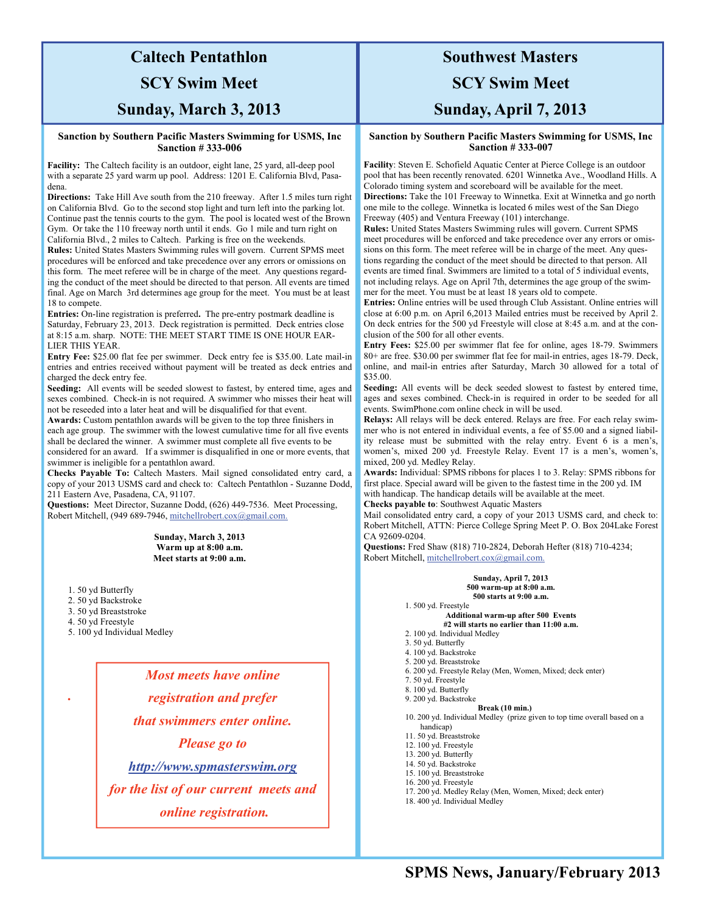# Caltech Pentathlon

# SCY Swim Meet

# Sunday, March 3, 2013

**Sanction by Southern Pacific Masters Swimming for USMS, Inc Sanction # 333-006**

**Facility:** The Caltech facility is an outdoor, eight lane, 25 yard, all-deep pool with a separate 25 yard warm up pool. Address: 1201 E. California Blvd, Pasadena.

**Directions:** Take Hill Ave south from the 210 freeway. After 1.5 miles turn right on California Blvd. Go to the second stop light and turn left into the parking lot. Continue past the tennis courts to the gym. The pool is located west of the Brown Gym. Or take the 110 freeway north until it ends. Go 1 mile and turn right on California Blvd., 2 miles to Caltech. Parking is free on the weekends.

**Rules:** United States Masters Swimming rules will govern. Current SPMS meet procedures will be enforced and take precedence over any errors or omissions on this form. The meet referee will be in charge of the meet. Any questions regarding the conduct of the meet should be directed to that person. All events are timed final. Age on March 3rd determines age group for the meet. You must be at least 18 to compete.

**Entries:** On-line registration is preferred**.** The pre-entry postmark deadline is Saturday, February 23, 2013. Deck registration is permitted. Deck entries close at 8:15 a.m. sharp. NOTE: THE MEET START TIME IS ONE HOUR EARLIER THIS YEAR.

**Entry Fee:** $25.00 flat fee per swimmer. Deck entry fee is $35.00. Late mail-in entries and entries received without payment will be treated as deck entries and charged the deck entry fee.

**Seeding:** All events will be seeded slowest to fastest, by entered time, ages and sexes combined. Check-in is not required. A swimmer who misses their heat will not be reseeded into a later heat and will be disqualified for that event.

**Awards:** Custom pentathlon awards will be given to the top three finishers in each age group. The swimmer with the lowest cumulative time for all five events shall be declared the winner. A swimmer must complete all five events to be considered for an award. If a swimmer is disqualified in one or more events, that swimmer is ineligible for a pentathlon award.

**Checks Payable To:** Caltech Masters. Mail signed consolidated entry card, a copy of your 2013 USMS card and check to: Caltech Pentathlon - Suzanne Dodd, 211 Eastern Ave, Pasadena, CA, 91107.

**Questions:** Meet Director, Suzanne Dodd, (626) 449-7536. Meet Processing, Robert Mitchell, (949 689-7946, mitchellrobert.cox@gmail.com.

**Sunday, March 3, 2013**
**Warm up at 8:00 a.m.**
**Meet starts at 9:00 a.m.**

1. 50 yd Butterfly
2. 50 yd Backstroke
3. 50 yd Breaststroke
4. 50 yd Freestyle
5. 100 yd Individual Medley

*Most meets have online registration and prefer that swimmers enter online. Please go to* ***http://www.spmasterswim.org*** *for the list of our current meets and online registration.*

# Southwest Masters

# SCY Swim Meet

# Sunday, April 7, 2013

**Sanction by Southern Pacific Masters Swimming for USMS, Inc Sanction # 333-007**

**Facility**: Steven E. Schofield Aquatic Center at Pierce College is an outdoor pool that has been recently renovated. 6201 Winnetka Ave., Woodland Hills. A Colorado timing system and scoreboard will be available for the meet.

**Directions:** Take the 101 Freeway to Winnetka. Exit at Winnetka and go north one mile to the college. Winnetka is located 6 miles west of the San Diego Freeway (405) and Ventura Freeway (101) interchange.

**Rules:** United States Masters Swimming rules will govern. Current SPMS meet procedures will be enforced and take precedence over any errors or omissions on this form. The meet referee will be in charge of the meet. Any questions regarding the conduct of the meet should be directed to that person. All events are timed final. Swimmers are limited to a total of 5 individual events, not including relays. Age on April 7th, determines the age group of the swimmer for the meet. You must be at least 18 years old to compete.

**Entries:** Online entries will be used through Club Assistant. Online entries will close at 6:00 p.m. on April 6,2013 Mailed entries must be received by April 2. On deck entries for the 500 yd Freestyle will close at 8:45 a.m. and at the conclusion of the 500 for all other events.

**Entry Fees:** $25.00 per swimmer flat fee for online, ages 18-79. Swimmers 80+ are free. $30.00 per swimmer flat fee for mail-in entries, ages 18-79. Deck, online, and mail-in entries after Saturday, March 30 allowed for a total of $35.00.

**Seeding:** All events will be deck seeded slowest to fastest by entered time, ages and sexes combined. Check-in is required in order to be seeded for all events. SwimPhone.com online check in will be used.

**Relays:** All relays will be deck entered. Relays are free. For each relay swimmer who is not entered in individual events, a fee of $5.00 and a signed liability release must be submitted with the relay entry. Event 6 is a men's, women's, mixed 200 yd. Freestyle Relay. Event 17 is a men's, women's, mixed, 200 yd. Medley Relay.

**Awards:** Individual: SPMS ribbons for places 1 to 3. Relay: SPMS ribbons for first place. Special award will be given to the fastest time in the 200 yd. IM with handicap. The handicap details will be available at the meet.

**Checks payable to**: Southwest Aquatic Masters

Mail consolidated entry card, a copy of your 2013 USMS card, and check to: Robert Mitchell, ATTN: Pierce College Spring Meet P. O. Box 204Lake Forest CA 92609-0204.

**Questions:** Fred Shaw (818) 710-2824, Deborah Hefter (818) 710-4234; Robert Mitchell, mitchellrobert.cox@gmail.com.

**Sunday, April 7, 2013**
**500 warm-up at 8:00 a.m.**
**500 starts at 9:00 a.m.**

1. 500 yd. Freestyle

**Additional warm-up after 500 Events #2 will starts no earlier than 11:00 a.m.**

2. 100 yd. Individual Medley
3. 50 yd. Butterfly
4. 100 yd. Backstroke
5. 200 yd. Breaststroke
6. 200 yd. Freestyle Relay (Men, Women, Mixed; deck enter)
7. 50 yd. Freestyle
8. 100 yd. Butterfly
9. 200 yd. Backstroke

**Break (10 min.)**

10. 200 yd. Individual Medley (prize given to top time overall based on a handicap)
11. 50 yd. Breaststroke
12. 100 yd. Freestyle
13. 200 yd. Butterfly
14. 50 yd. Backstroke
15. 100 yd. Breaststroke
16. 200 yd. Freestyle
17. 200 yd. Medley Relay (Men, Women, Mixed; deck enter)
18. 400 yd. Individual Medley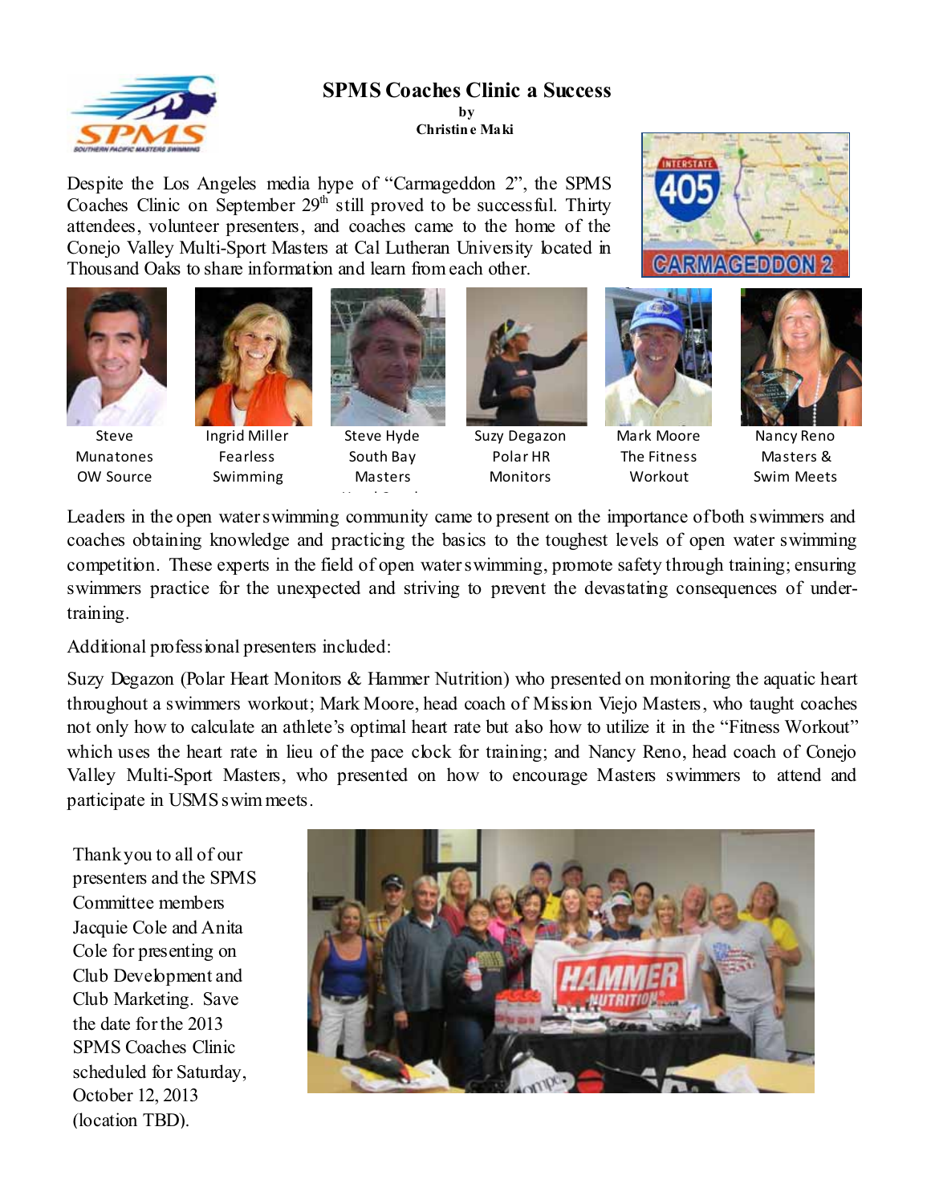# SPMS Coaches Clinic a Success

by
Christine Maki

Despite the Los Angeles media hype of "Carmageddon 2", the SPMS Coaches Clinic on September 29th still proved to be successful. Thirty attendees, volunteer presenters, and coaches came to the home of the Conejo Valley Multi-Sport Masters at Cal Lutheran University located in Thousand Oaks to share information and learn from each other.

Steve Munatones
OW Source

Ingrid Miller
Fearless Swimming

Steve Hyde
South Bay Masters

Suzy Degazon
Polar HR Monitors

Mark Moore
The Fitness Workout

Nancy Reno
Masters & Swim Meets

Leaders in the open water swimming community came to present on the importance of both swimmers and coaches obtaining knowledge and practicing the basics to the toughest levels of open water swimming competition. These experts in the field of open water swimming, promote safety through training; ensuring swimmers practice for the unexpected and striving to prevent the devastating consequences of under-training.

Additional professional presenters included:

Suzy Degazon (Polar Heart Monitors & Hammer Nutrition) who presented on monitoring the aquatic heart throughout a swimmers workout; Mark Moore, head coach of Mission Viejo Masters, who taught coaches not only how to calculate an athlete's optimal heart rate but also how to utilize it in the "Fitness Workout" which uses the heart rate in lieu of the pace clock for training; and Nancy Reno, head coach of Conejo Valley Multi-Sport Masters, who presented on how to encourage Masters swimmers to attend and participate in USMS swim meets.

Thank you to all of our presenters and the SPMS Committee members Jacquie Cole and Anita Cole for presenting on Club Development and Club Marketing. Save the date for the 2013 SPMS Coaches Clinic scheduled for Saturday, October 12, 2013 (location TBD).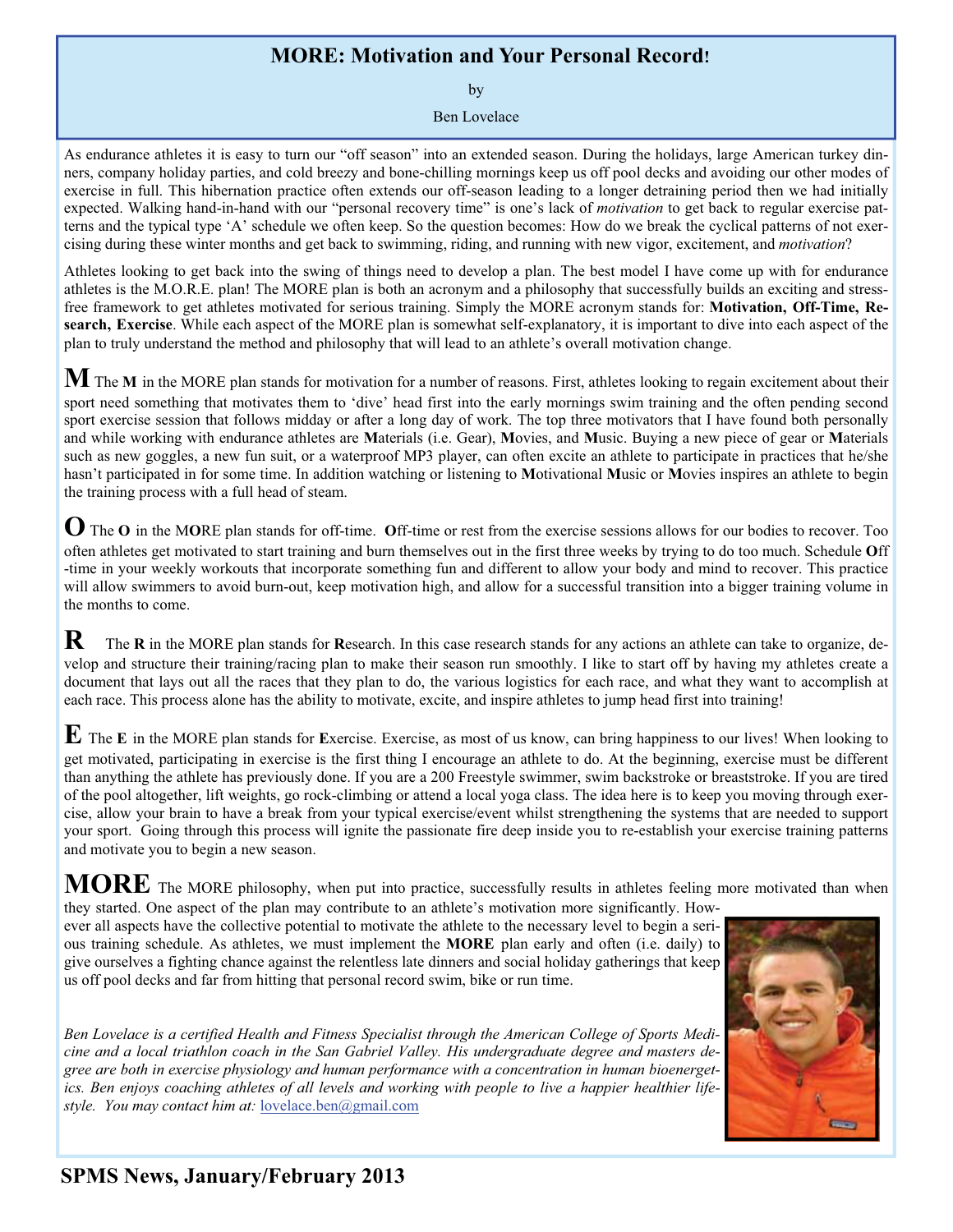# MORE: Motivation and Your Personal Record!

by

Ben Lovelace

As endurance athletes it is easy to turn our "off season" into an extended season. During the holidays, large American turkey dinners, company holiday parties, and cold breezy and bone-chilling mornings keep us off pool decks and avoiding our other modes of exercise in full. This hibernation practice often extends our off-season leading to a longer detraining period then we had initially expected. Walking hand-in-hand with our "personal recovery time" is one's lack of *motivation* to get back to regular exercise patterns and the typical type 'A' schedule we often keep. So the question becomes: How do we break the cyclical patterns of not exercising during these winter months and get back to swimming, riding, and running with new vigor, excitement, and *motivation*?

Athletes looking to get back into the swing of things need to develop a plan. The best model I have come up with for endurance athletes is the M.O.R.E. plan! The MORE plan is both an acronym and a philosophy that successfully builds an exciting and stress-free framework to get athletes motivated for serious training. Simply the MORE acronym stands for: **Motivation, Off-Time, Research, Exercise**. While each aspect of the MORE plan is somewhat self-explanatory, it is important to dive into each aspect of the plan to truly understand the method and philosophy that will lead to an athlete's overall motivation change.

**M** The **M** in the MORE plan stands for motivation for a number of reasons. First, athletes looking to regain excitement about their sport need something that motivates them to 'dive' head first into the early mornings swim training and the often pending second sport exercise session that follows midday or after a long day of work. The top three motivators that I have found both personally and while working with endurance athletes are **M**aterials (i.e. Gear), **M**ovies, and **M**usic. Buying a new piece of gear or **M**aterials such as new goggles, a new fun suit, or a waterproof MP3 player, can often excite an athlete to participate in practices that he/she hasn't participated in for some time. In addition watching or listening to **M**otivational **M**usic or **M**ovies inspires an athlete to begin the training process with a full head of steam.

**O** The **O** in the M**O**RE plan stands for off-time. **O**ff-time or rest from the exercise sessions allows for our bodies to recover. Too often athletes get motivated to start training and burn themselves out in the first three weeks by trying to do too much. Schedule **O**ff-time in your weekly workouts that incorporate something fun and different to allow your body and mind to recover. This practice will allow swimmers to avoid burn-out, keep motivation high, and allow for a successful transition into a bigger training volume in the months to come.

**R** The **R** in the MORE plan stands for **R**esearch. In this case research stands for any actions an athlete can take to organize, develop and structure their training/racing plan to make their season run smoothly. I like to start off by having my athletes create a document that lays out all the races that they plan to do, the various logistics for each race, and what they want to accomplish at each race. This process alone has the ability to motivate, excite, and inspire athletes to jump head first into training!

**E** The **E** in the MORE plan stands for **E**xercise. Exercise, as most of us know, can bring happiness to our lives! When looking to get motivated, participating in exercise is the first thing I encourage an athlete to do. At the beginning, exercise must be different than anything the athlete has previously done. If you are a 200 Freestyle swimmer, swim backstroke or breaststroke. If you are tired of the pool altogether, lift weights, go rock-climbing or attend a local yoga class. The idea here is to keep you moving through exercise, allow your brain to have a break from your typical exercise/event whilst strengthening the systems that are needed to support your sport. Going through this process will ignite the passionate fire deep inside you to re-establish your exercise training patterns and motivate you to begin a new season.

**MORE** The MORE philosophy, when put into practice, successfully results in athletes feeling more motivated than when they started. One aspect of the plan may contribute to an athlete's motivation more significantly. However all aspects have the collective potential to motivate the athlete to the necessary level to begin a serious training schedule. As athletes, we must implement the **MORE** plan early and often (i.e. daily) to give ourselves a fighting chance against the relentless late dinners and social holiday gatherings that keep us off pool decks and far from hitting that personal record swim, bike or run time.

*Ben Lovelace is a certified Health and Fitness Specialist through the American College of Sports Medicine and a local triathlon coach in the San Gabriel Valley. His undergraduate degree and masters degree are both in exercise physiology and human performance with a concentration in human bioenergetics. Ben enjoys coaching athletes of all levels and working with people to live a happier healthier lifestyle. You may contact him at:* lovelace.ben@gmail.com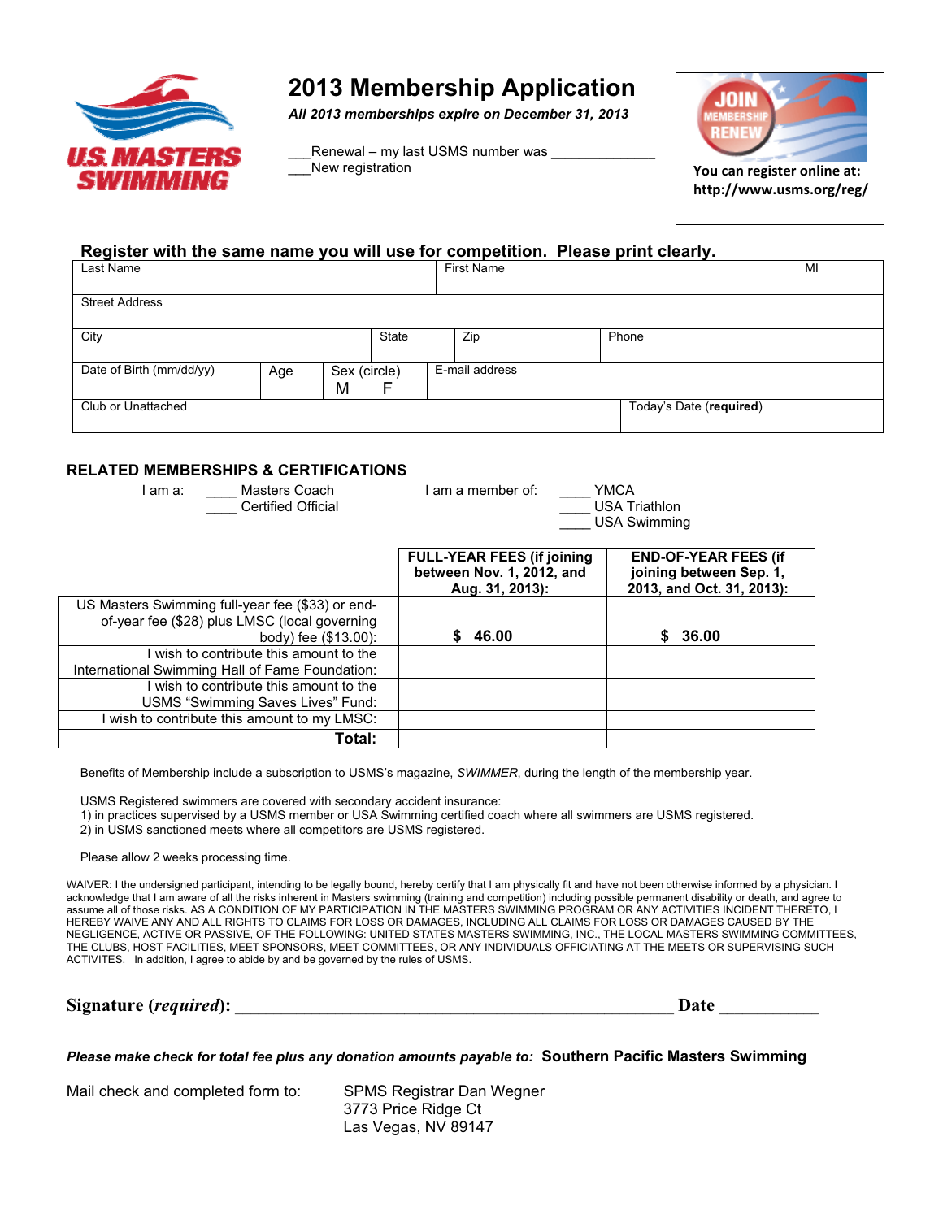U.S. MASTERS SWIMMING

# 2013 Membership Application

***All 2013 memberships expire on December 31, 2013***

___Renewal – my last USMS number was ______________
___New registration

JOIN MEMBERSHIP RENEW

**You can register online at: http://www.usms.org/reg/**

## Register with the same name you will use for competition. Please print clearly.

| Last Name | | | First Name | | MI |
|---|---|---|---|---|---|
| Street Address | | | | | |
| City | | State | Zip | Phone | |
| Date of Birth (mm/dd/yy) | Age | Sex (circle) M F | E-mail address | | |
| Club or Unattached | | | | Today's Date (**required**) | |

## RELATED MEMBERSHIPS & CERTIFICATIONS

I am a: ____ Masters Coach
____ Certified Official

I am a member of: ____ YMCA
____ USA Triathlon
____ USA Swimming

| | **FULL-YEAR FEES (if joining between Nov. 1, 2012, and Aug. 31, 2013):** | **END-OF-YEAR FEES (if joining between Sep. 1, 2013, and Oct. 31, 2013):** |
|---|---|---|
| US Masters Swimming full-year fee ($33) or end-of-year fee ($28) plus LMSC (local governing body) fee ($13.00): | **$ 46.00** | **$ 36.00** |
| I wish to contribute this amount to the International Swimming Hall of Fame Foundation: | | |
| I wish to contribute this amount to the USMS "Swimming Saves Lives" Fund: | | |
| I wish to contribute this amount to my LMSC: | | |
| **Total:** | | |

Benefits of Membership include a subscription to USMS's magazine, *SWIMMER*, during the length of the membership year.

USMS Registered swimmers are covered with secondary accident insurance:
1) in practices supervised by a USMS member or USA Swimming certified coach where all swimmers are USMS registered.
2) in USMS sanctioned meets where all competitors are USMS registered.

Please allow 2 weeks processing time.

WAIVER: I the undersigned participant, intending to be legally bound, hereby certify that I am physically fit and have not been otherwise informed by a physician. I acknowledge that I am aware of all the risks inherent in Masters swimming (training and competition) including possible permanent disability or death, and agree to assume all of those risks. AS A CONDITION OF MY PARTICIPATION IN THE MASTERS SWIMMING PROGRAM OR ANY ACTIVITIES INCIDENT THERETO, I HEREBY WAIVE ANY AND ALL RIGHTS TO CLAIMS FOR LOSS OR DAMAGES, INCLUDING ALL CLAIMS FOR LOSS OR DAMAGES CAUSED BY THE NEGLIGENCE, ACTIVE OR PASSIVE, OF THE FOLLOWING: UNITED STATES MASTERS SWIMMING, INC., THE LOCAL MASTERS SWIMMING COMMITTEES, THE CLUBS, HOST FACILITIES, MEET SPONSORS, MEET COMMITTEES, OR ANY INDIVIDUALS OFFICIATING AT THE MEETS OR SUPERVISING SUCH ACTIVITES. In addition, I agree to abide by and be governed by the rules of USMS.

**Signature (*required*):** _____________________________________________________ **Date** ___________

***Please make check for total fee plus any donation amounts payable to:*** **Southern Pacific Masters Swimming**

Mail check and completed form to: SPMS Registrar Dan Wegner
3773 Price Ridge Ct
Las Vegas, NV 89147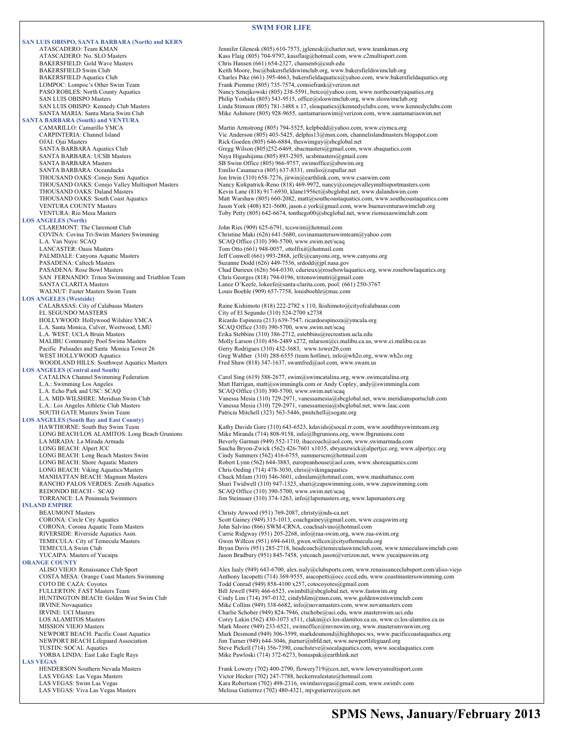## SWIM FOR LIFE

### SAN LUIS OBISPO, SANTA BARBARA (North) and KERN

ATASCADERO: Team KMAN — Jennifer Glenesk (805) 610-7573, jglenesk@charter.net, www.teamkman.org
ATASCADERO: No. SLO Masters — Kass Flaig (805) 704-9797, kassflaig@hotmail.com, www.c2multisport.com
BAKERSFIELD: Gold Wave Masters — Chris Hansen (661) 654-2327, chansen6@csub.edu
BAKERSFIELD Swim Club — Keith Moore, bsc@bakersfieldswimclub.org, www.bakersfieldswimclub.org
BAKERSFIELD Aquatics Club — Charles Pike (661) 395-4663, bakersfieldaquatics@yahoo.com, www.bakersfieldaquatics.org
LOMPOC: Lompoc's Other Swim Team — Frank Piemme (805) 735-7574, conniefrank@verizon.net
PASO ROBLES: North County Aquatics — Nancy Sznejkowski (805) 238-5591, betco@yahoo.com, www.northcountyaquatics.org
SAN LUIS OBISPO Masters — Philip Yoshida (805) 543-9515, office@sloswimclub.org, www.sloswimclub.org
SAN LUIS OBISPO: Kennedy Club Masters — Linda Stimson (805) 781-3488 x 17, sloaquatics@kennedyclubs.com, www.kennedyclubs.com
SANTA MARIA: Santa Maria Swim Club — Mike Ashmore (805) 928-9655, santamariaswim@verizon.com, www.santamariaswim.net

### SANTA BARBARA (South) and VENTURA

CAMARILLO: Camarillo YMCA — Martin Armstrong (805) 794-5525, kelpbedd@yahoo.com, www.ciymca.org
CARPINTERIA: Channel Island — Vic Anderson (805) 403-5425, delphis13@msn.com, channelislandmasters.blogspot.com
OJAI: Ojai Masters — Rick Goeden (805) 646-6884, theswimguy@sbcglobal.net
SANTA BARBARA Aquatics Club — Gregg Wilson (805)252-6469, sbacmasters@gmail.com, www.sbaquatics.com
SANTA BARBARA: UCSB Masters — Naya Higashijima (805) 893-2505, ucsbmasters@gmail.com
SANTA BARBARA Masters — SB Swim Office (805) 966-9757, swimoffice@sbswim.org
SANTA BARBARA: Oceanducks — Emilio Casanueva (805) 637-8331, emilio@zapallar.net
THOUSAND OAKS: Conejo Simi Aquatics — Jon Irwin (310) 658-7276, jirwin@earthlink.com, www.csaswim.com
THOUSAND OAKS: Conejo Valley Multisport Masters — Nancy Kirkpatrick-Reno (818) 469-9972, nancy@conejovalleymultisportmasters.com
THOUSAND OAKS: Daland Masters — Kevin Lane (818) 917-6930, klane1956ct@sbcglobal.net, www.dalandswim.com
THOUSAND OAKS: South Coast Aquatics — Matt Warshaw (805) 660-2082, matt@southcoastaquatics.com, www.southcoastaquatics.com
VENTURA COUNTY Masters — Jason York (408) 821-5600, jason.e.york@gmail.com, www.buenaventuraswimclub.org
VENTURA: Rio Mesa Masters — Toby Petty (805) 642-6674, tonthego00@sbcglobal.net, www.riomesaswimclub.com

### LOS ANGELES (North)

CLAREMONT: The Claremont Club — John Ries (909) 625-6791, tccswim@hotmail.com
COVINA: Covina Tri-Swim Masters Swimming — Christine Maki (626) 641-5680, covinamastersswimteam@yahoo.com
L.A. Van Nuys: SCAQ — SCAQ Office (310) 390-5700, www.swim.net/scaq
LANCASTER: Oasis Masters — Tom Otto (661) 948-0057, ottolfixit@hotmail.com
PALMDALE: Canyons Aquatic Masters — Jeff Conwell (661) 993-2868, jeffc@canyons.org, www.canyons.org
PASADENA: Caltech Masters — Suzanne Dodd (626) 449-7536, srdodd@jpl.nasa.gov
PASADENA: Rose Bowl Masters — Chad Durieux (626) 564-0330, cdurieux@rosebowlaquatics.org, www.rosebowlaquatics.org
SAN FERNANDO: Triton Swimming and Triathlon Team — Chris Georges (818) 794-0196, tritonswimntri@gmail.com
SANTA CLARITA Masters — Lance O'Keefe, lokeefe@santa-clarita.com, pool: (661) 250-3767
WALNUT: Faster Masters Swim Team — Louis Boehle (909) 657-7758, louisboehle@mac.com

### LOS ANGELES (Westside)

CALABASAS: City of Calabasas Masters — Raine Kishimoto (818) 222-2782 x 110, lkishimoto@cityofcalabasas.com
EL SEGUNDO MASTERS — City of El Segundo (310) 524-2700 x2738
HOLLYWOOD: Hollywood Wilshire YMCA — Ricardo Espinoza (213) 639-7547, ricardoespinoza@ymcala.org
L.A. Santa Monica, Culver, Westwood, LMU — SCAQ Office (310) 390-5700, www.swim.net/scaq
L.A. WEST: UCLA Bruin Masters — Erika Stebbins (310) 386-2712, estebbins@recreation.ucla.edu
MALIBU Community Pool Swims Masters — Molly Larson (310) 456-2489 x272, mlarson@ci.malibu.ca.us, www.ci.malibu.ca.us
Pacific Palisades and Santa Monica Tower 26 — Gerry Rodrigues (310) 432-3683, www.tower26.com
WEST HOLLYWOOD Aquatics — Greg Walther (310) 288-6555 (team hotline), info@wh2o.org, www.wh2o.org
WOODLAND HILLS: Southwest Aquatics Masters — Fred Shaw (818) 347-1637, swamfred@aol.com, www.swam.us

### LOS ANGELES (Central and South)

CATALINA Channel Swimming Federation — Carol Sing (619) 588-2677, swim@swimcatalina.org, www.swimcatalina.org
L.A.: Swimming Los Angeles — Matt Harrigan, matt@swimmingla.com or Andy Copley, andy@swimmingla.com
L.A. Echo Park and USC: SCAQ — SCAQ Office (310) 390-5700, www.swim.net/scaq
L.A. MID-WILSHIRE: Meridian Swim Club — Vanessa Mesia (310) 729-2971, vanessamesia@sbcglobal.net, www.meridiansportsclub.com
L.A.: Los Angeles Athletic Club Masters — Vanessa Mesia (310) 729-2971, vanessamesia@sbcglobal.net, www.laac.com
SOUTH GATE Masters Swim Team — Patricia Mitchell (323) 563-5446, pmitchell@sogate.org

### LOS ANGELES (South Bay and East County)

HAWTHORNE: South Bay Swim Team — Kathy Davids Gore (310) 643-6523, kdavids@socal.rr.com, www.southbayswimteam.org
LONG BEACH/LOS ALAMITOS: Long Beach Grunions — Mike Miranda (714) 808-9158, info@lbgrunions.org, www.lbgrunions.com
LA MIRADA: La Mirada Armada — Beverly Garman (949) 552-1710, ihaccoach@aol.com, www.swimarmada.com
LONG BEACH: Alpert JCC — Sascha Bryon-Zwick (562) 426-7601 x1035, sbryanzwick@alpertjcc.org, www.alpertjcc.org
LONG BEACH: Long Beach Masters Swim — Cindy Summers (562) 416-6755, summerscm@hotmail.com
LONG BEACH: Shore Aquatic Masters — Robert Lynn (562) 644-3883, europeanhouse@aol.com, www.shoreaquatics.com
LONG BEACH: Viking Aquatics/Masters — Chris Oeding (714) 478-3030, chris@vikingaquatics
MANHATTAN BEACH: Magnum Masters — Chuck Milam (310) 546-3601, cdmilam@hotmail.com, www.manhattancc.com
RANCHO PALOS VERDES: Zenith Aquatics — Shari Twidwell (310) 947-1323, shari@zapswimming.com, www.zapswimming.com
REDONDO BEACH - SCAQ — SCAQ Office (310) 390-5700, www.swim.net/scaq
TORRANCE: LA Peninsula Swimmers — Jim Steinauer (310) 374-1263, info@lapsmasters.org, www.lapsmasters.org

### INLAND EMPIRE

BEAUMONT Masters — Christy Arwood (951) 769-2087, christy@nds-ca.net
CORONA: Circle City Aquatics — Scott Gainey (949) 315-1013, coachgainey@gmail.com, www.ccaqswim.org
CORONA: Corona Aquatic Team Masters — John Salvino (866) SWM-CRNA, coachsalvino@hotmail.com
RIVERSIDE: Riverside Aquatics Assn. — Carrie Ridgway (951) 205-2268, info@raa-swim.org, www.raa-swim.org
TEMECULA: City of Temecula Masters — Gwen Willcox (951) 694-6410, gwen.willcox@cityoftemecula.org
TEMECULA Swim Club — Bryan Davis (951) 285-2718, headcoach@temeculaswimclub.com, www.temeculaswimclub.com
YUCAIPA: Masters of Yucaipa — Jason Bradbury (951) 845-7458, ystcoach.jason@verizon.net, www.yucaipaswim.org

### ORANGE COUNTY

ALISO VIEJO: Renaissance Club Sport — Alex Isaly (949) 643-6700, alex.isaly@clubsports.com, www.renaissanceclubsport.com/aliso-viejo
COSTA MESA: Orange Coast Masters Swimming — Anthony Iacopetti (714) 369-9555, aiacopetti@occ.cccd.edu, www.coastmastersswimming.com
COTO DE CAZA: Coyotes — Todd Conrad (949) 858-4100 x257, cotocoyotes@gmail.com
FULLERTON: FAST Masters Team — Bill Jewell (949) 466-6523, swimbill@sbcglobal.net, www.fastswim.org
HUNTINGTON BEACH: Golden West Swim Club — Cindy Lim (714) 397-0132, cindyhlim@msn.com, www.goldenwestswimclub.com
IRVINE Novaquatics — Mike Collins (949) 338-6682, info@novamasters.com, www.novamasters.com
IRVINE: UCI Masters — Charlie Schober (949) 824-7946, ctschobe@uci.edu, www.masterswim.uci.edu
LOS ALAMITOS Masters — Corey Lakin (562) 430-1073 x511, clakin@ci.los-alamitos.ca.us, www.ci.los-alamitos.ca.us
MISSION VIEJO Masters — Mark Moore (949) 233-6521, swimoffice@mvnswim.org, www.mastersmvnswim.org
NEWPORT BEACH: Pacific Coast Aquatics — Mark Desmond (949) 306-3599, markdesmond@highhopes.ws, www.pacificcoastaquatics.org
NEWPORT BEACH Lifeguard Association — Jim Turner (949) 644-3046, jturner@nbfd.net, www.newportlifeguard.org
TUSTIN: SOCAL Aquatics — Steve Pickell (714) 356-7390, coachsteve@socalaquatics.com, www.socalaquatics.com
YORBA LINDA: East Lake Eagle Rays — Mike Pawloski (714) 372-6273, bonuspak@earthlink.net

### LAS VEGAS

HENDERSON Southern Nevada Masters — Frank Lowery (702) 400-2790, flowery719@cox.net, www.lowerysmultisport.com
LAS VEGAS: Las Vegas Masters — Victor Hecker (702) 247-7788, heckerrealestate@hotmail.com
LAS VEGAS: Swim Las Vegas — Kara Robertson (702) 498-2316, swimlasvegas@gmail.com, www.swimlv.com
LAS VEGAS: Viva Las Vegas Masters — Melissa Gutierrez (702) 480-4321, mjvgutierrez@cox.net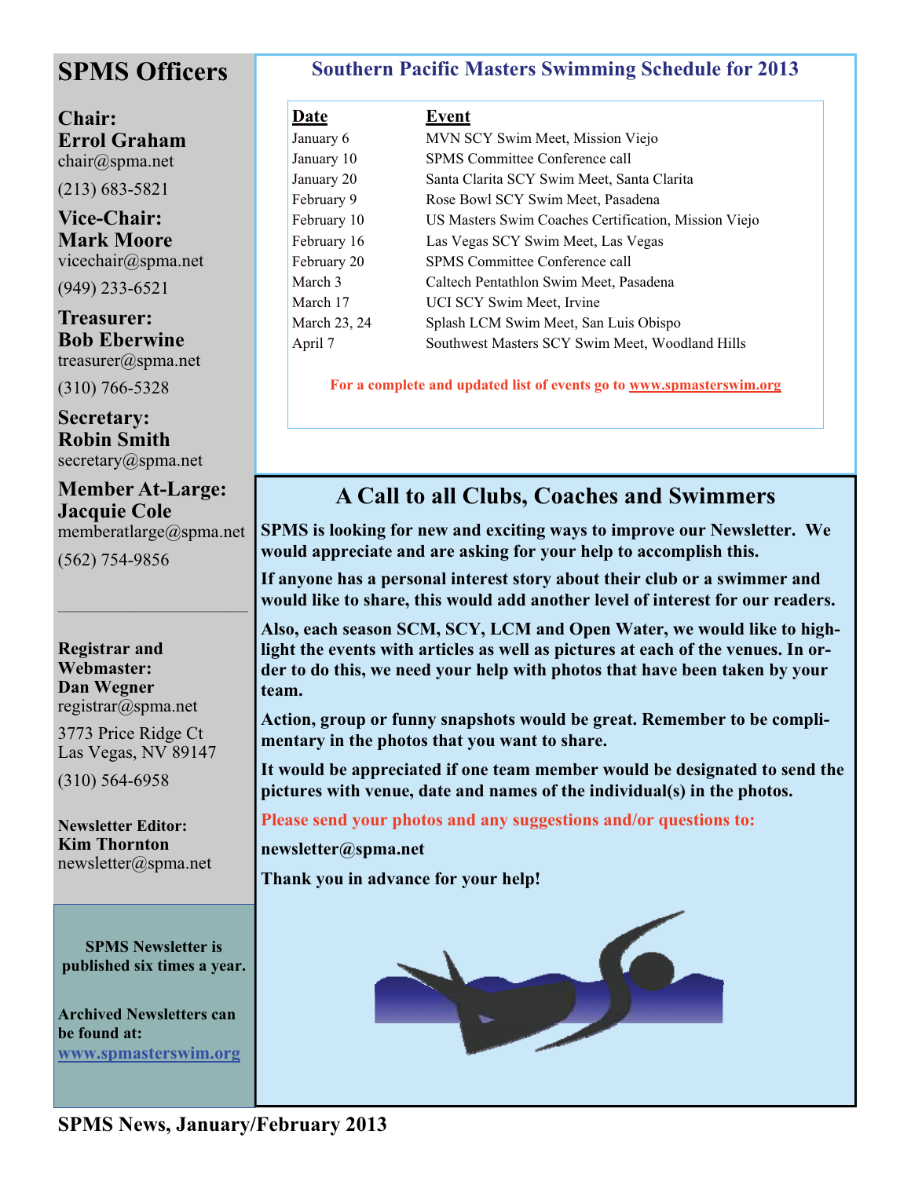## SPMS Officers

**Chair:**
**Errol Graham**
chair@spma.net
(213) 683-5821

**Vice-Chair:**
**Mark Moore**
vicechair@spma.net
(949) 233-6521

**Treasurer:**
**Bob Eberwine**
treasurer@spma.net
(310) 766-5328

**Secretary:**
**Robin Smith**
secretary@spma.net

**Member At-Large:**
**Jacquie Cole**
memberatlarge@spma.net
(562) 754-9856

---

**Registrar and Webmaster:**
**Dan Wegner**
registrar@spma.net
3773 Price Ridge Ct
Las Vegas, NV 89147
(310) 564-6958

**Newsletter Editor:**
**Kim Thornton**
newsletter@spma.net

**SPMS Newsletter is published six times a year.**

**Archived Newsletters can be found at:**
**www.spmasterswim.org**

## Southern Pacific Masters Swimming Schedule for 2013

| Date | Event |
|---|---|
| January 6 | MVN SCY Swim Meet, Mission Viejo |
| January 10 | SPMS Committee Conference call |
| January 20 | Santa Clarita SCY Swim Meet, Santa Clarita |
| February 9 | Rose Bowl SCY Swim Meet, Pasadena |
| February 10 | US Masters Swim Coaches Certification, Mission Viejo |
| February 16 | Las Vegas SCY Swim Meet, Las Vegas |
| February 20 | SPMS Committee Conference call |
| March 3 | Caltech Pentathlon Swim Meet, Pasadena |
| March 17 | UCI SCY Swim Meet, Irvine |
| March 23, 24 | Splash LCM Swim Meet, San Luis Obispo |
| April 7 | Southwest Masters SCY Swim Meet, Woodland Hills |

**For a complete and updated list of events go to www.spmasterswim.org**

## A Call to all Clubs, Coaches and Swimmers

**SPMS is looking for new and exciting ways to improve our Newsletter. We would appreciate and are asking for your help to accomplish this.**

**If anyone has a personal interest story about their club or a swimmer and would like to share, this would add another level of interest for our readers.**

**Also, each season SCM, SCY, LCM and Open Water, we would like to highlight the events with articles as well as pictures at each of the venues. In order to do this, we need your help with photos that have been taken by your team.**

**Action, group or funny snapshots would be great. Remember to be complimentary in the photos that you want to share.**

**It would be appreciated if one team member would be designated to send the pictures with venue, date and names of the individual(s) in the photos.**

**Please send your photos and any suggestions and/or questions to:**

**newsletter@spma.net**

**Thank you in advance for your help!**